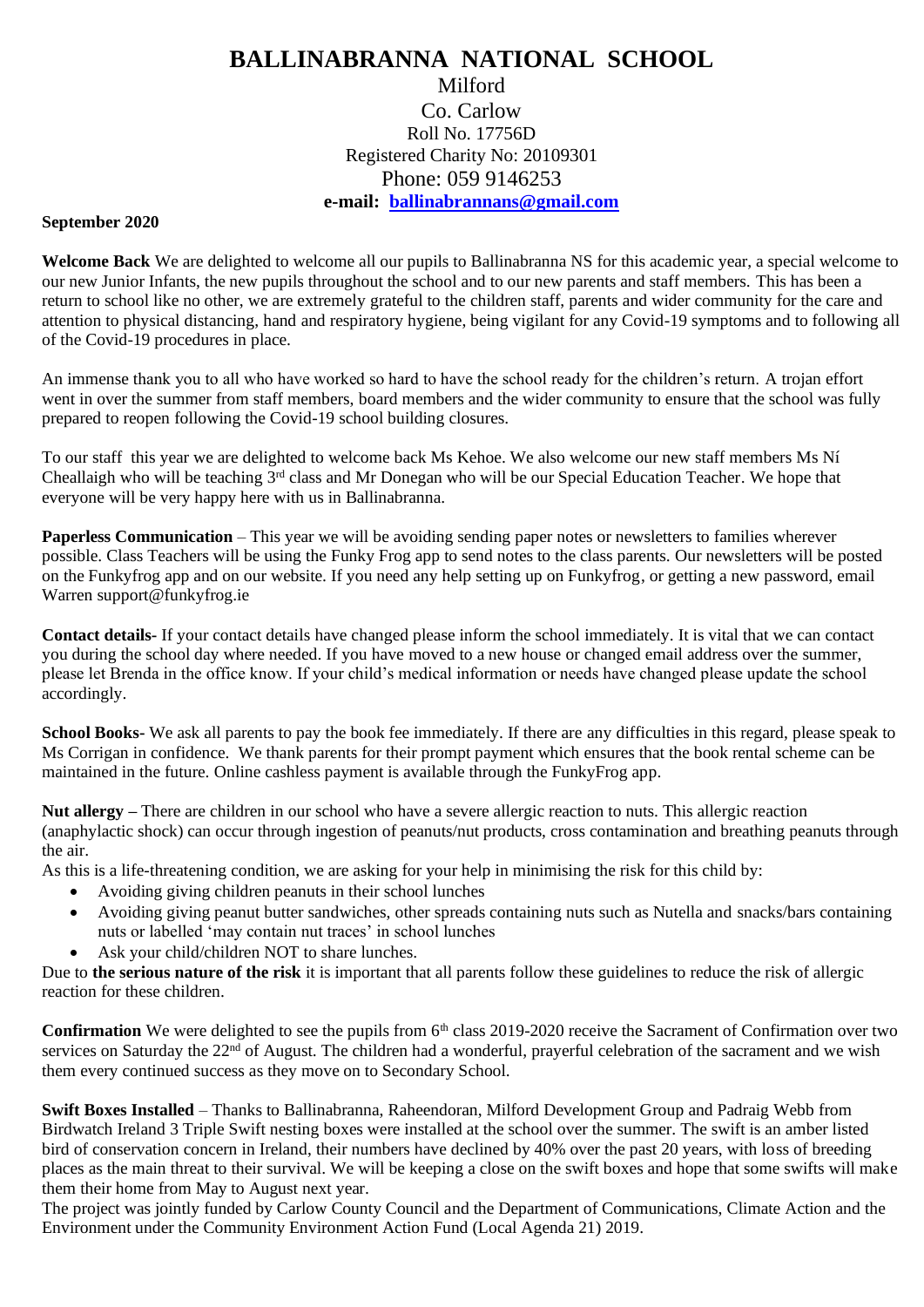# BALLINABRANNA NATIONAL SCHOOL

Milford
Co. Carlow
Roll No. 17756D
Registered Charity No: 20109301
Phone: 059 9146253
**e-mail: [ballinabrannans@gmail.com](mailto:ballinabrannans@gmail.com)**

**September 2020**

**Welcome Back** We are delighted to welcome all our pupils to Ballinabranna NS for this academic year, a special welcome to our new Junior Infants, the new pupils throughout the school and to our new parents and staff members. This has been a return to school like no other, we are extremely grateful to the children staff, parents and wider community for the care and attention to physical distancing, hand and respiratory hygiene, being vigilant for any Covid-19 symptoms and to following all of the Covid-19 procedures in place.

An immense thank you to all who have worked so hard to have the school ready for the children's return. A trojan effort went in over the summer from staff members, board members and the wider community to ensure that the school was fully prepared to reopen following the Covid-19 school building closures.

To our staff this year we are delighted to welcome back Ms Kehoe. We also welcome our new staff members Ms Ní Cheallaigh who will be teaching 3rd class and Mr Donegan who will be our Special Education Teacher. We hope that everyone will be very happy here with us in Ballinabranna.

**Paperless Communication** – This year we will be avoiding sending paper notes or newsletters to families wherever possible. Class Teachers will be using the Funky Frog app to send notes to the class parents. Our newsletters will be posted on the Funkyfrog app and on our website. If you need any help setting up on Funkyfrog, or getting a new password, email Warren support@funkyfrog.ie

**Contact details-** If your contact details have changed please inform the school immediately. It is vital that we can contact you during the school day where needed. If you have moved to a new house or changed email address over the summer, please let Brenda in the office know. If your child's medical information or needs have changed please update the school accordingly.

**School Books-** We ask all parents to pay the book fee immediately. If there are any difficulties in this regard, please speak to Ms Corrigan in confidence. We thank parents for their prompt payment which ensures that the book rental scheme can be maintained in the future. Online cashless payment is available through the FunkyFrog app.

**Nut allergy –** There are children in our school who have a severe allergic reaction to nuts. This allergic reaction (anaphylactic shock) can occur through ingestion of peanuts/nut products, cross contamination and breathing peanuts through the air.
As this is a life-threatening condition, we are asking for your help in minimising the risk for this child by:

- Avoiding giving children peanuts in their school lunches
- Avoiding giving peanut butter sandwiches, other spreads containing nuts such as Nutella and snacks/bars containing nuts or labelled 'may contain nut traces' in school lunches
- Ask your child/children NOT to share lunches.

Due to **the serious nature of the risk** it is important that all parents follow these guidelines to reduce the risk of allergic reaction for these children.

**Confirmation** We were delighted to see the pupils from 6th class 2019-2020 receive the Sacrament of Confirmation over two services on Saturday the 22nd of August. The children had a wonderful, prayerful celebration of the sacrament and we wish them every continued success as they move on to Secondary School.

**Swift Boxes Installed** – Thanks to Ballinabranna, Raheendoran, Milford Development Group and Padraig Webb from Birdwatch Ireland 3 Triple Swift nesting boxes were installed at the school over the summer. The swift is an amber listed bird of conservation concern in Ireland, their numbers have declined by 40% over the past 20 years, with loss of breeding places as the main threat to their survival. We will be keeping a close on the swift boxes and hope that some swifts will make them their home from May to August next year.
The project was jointly funded by Carlow County Council and the Department of Communications, Climate Action and the Environment under the Community Environment Action Fund (Local Agenda 21) 2019.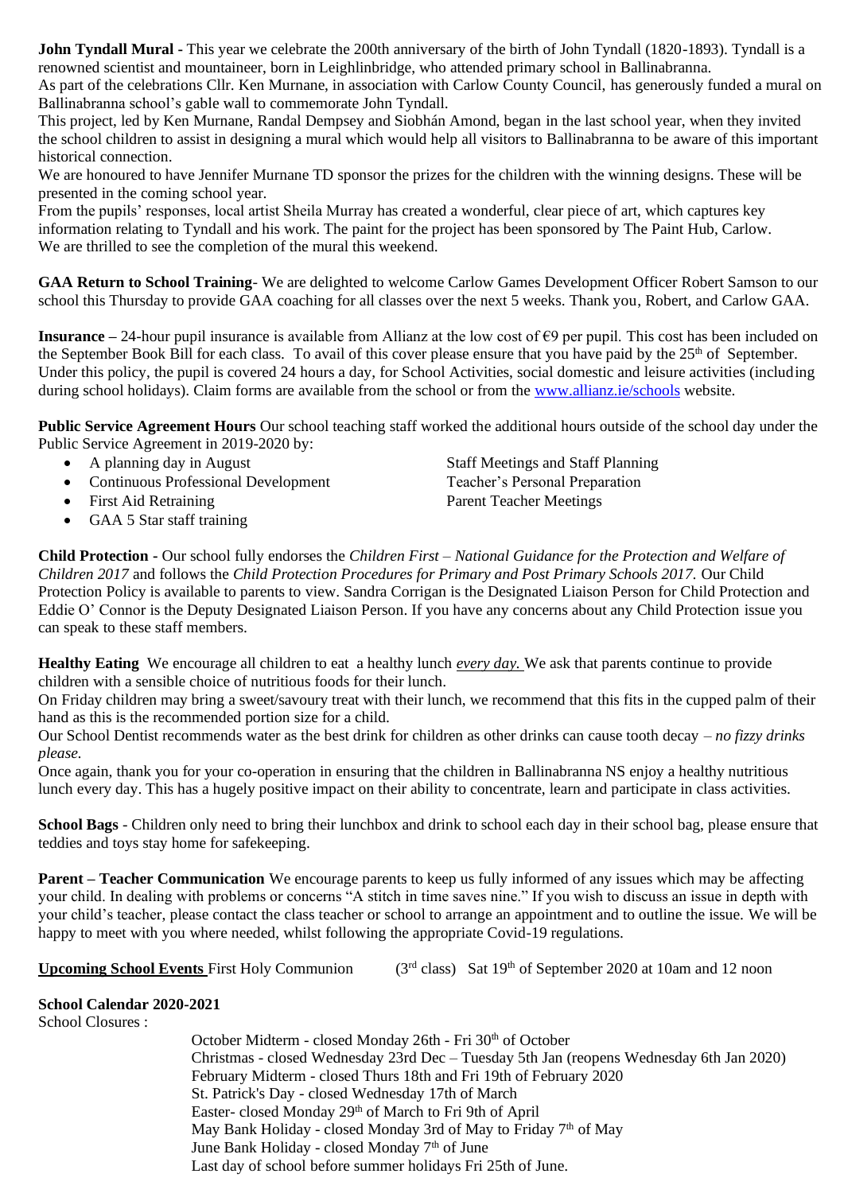**John Tyndall Mural -** This year we celebrate the 200th anniversary of the birth of John Tyndall (1820-1893). Tyndall is a renowned scientist and mountaineer, born in Leighlinbridge, who attended primary school in Ballinabranna.
As part of the celebrations Cllr. Ken Murnane, in association with Carlow County Council, has generously funded a mural on Ballinabranna school's gable wall to commemorate John Tyndall.
This project, led by Ken Murnane, Randal Dempsey and Siobhán Amond, began in the last school year, when they invited the school children to assist in designing a mural which would help all visitors to Ballinabranna to be aware of this important historical connection.
We are honoured to have Jennifer Murnane TD sponsor the prizes for the children with the winning designs. These will be presented in the coming school year.
From the pupils' responses, local artist Sheila Murray has created a wonderful, clear piece of art, which captures key information relating to Tyndall and his work. The paint for the project has been sponsored by The Paint Hub, Carlow.
We are thrilled to see the completion of the mural this weekend.

**GAA Return to School Training**- We are delighted to welcome Carlow Games Development Officer Robert Samson to our school this Thursday to provide GAA coaching for all classes over the next 5 weeks. Thank you, Robert, and Carlow GAA.

**Insurance –** 24-hour pupil insurance is available from Allianz at the low cost of €9 per pupil. This cost has been included on the September Book Bill for each class. To avail of this cover please ensure that you have paid by the 25th of September. Under this policy, the pupil is covered 24 hours a day, for School Activities, social domestic and leisure activities (including during school holidays). Claim forms are available from the school or from the www.allianz.ie/schools website.

**Public Service Agreement Hours** Our school teaching staff worked the additional hours outside of the school day under the Public Service Agreement in 2019-2020 by:

- A planning day in August
- Continuous Professional Development
- First Aid Retraining
- GAA 5 Star staff training
- Staff Meetings and Staff Planning
- Teacher's Personal Preparation
- Parent Teacher Meetings

**Child Protection -** Our school fully endorses the *Children First – National Guidance for the Protection and Welfare of Children 2017* and follows the *Child Protection Procedures for Primary and Post Primary Schools 2017.* Our Child Protection Policy is available to parents to view. Sandra Corrigan is the Designated Liaison Person for Child Protection and Eddie O' Connor is the Deputy Designated Liaison Person. If you have any concerns about any Child Protection issue you can speak to these staff members.

**Healthy Eating** We encourage all children to eat a healthy lunch ***every day.*** We ask that parents continue to provide children with a sensible choice of nutritious foods for their lunch.
On Friday children may bring a sweet/savoury treat with their lunch, we recommend that this fits in the cupped palm of their hand as this is the recommended portion size for a child.
Our School Dentist recommends water as the best drink for children as other drinks can cause tooth decay – *no fizzy drinks please.*
Once again, thank you for your co-operation in ensuring that the children in Ballinabranna NS enjoy a healthy nutritious lunch every day. This has a hugely positive impact on their ability to concentrate, learn and participate in class activities.

**School Bags** - Children only need to bring their lunchbox and drink to school each day in their school bag, please ensure that teddies and toys stay home for safekeeping.

**Parent – Teacher Communication** We encourage parents to keep us fully informed of any issues which may be affecting your child. In dealing with problems or concerns "A stitch in time saves nine." If you wish to discuss an issue in depth with your child's teacher, please contact the class teacher or school to arrange an appointment and to outline the issue. We will be happy to meet with you where needed, whilst following the appropriate Covid-19 regulations.

**Upcoming School Events** First Holy Communion (3rd class) Sat 19th of September 2020 at 10am and 12 noon

**School Calendar 2020-2021**
School Closures :

October Midterm - closed Monday 26th - Fri 30th of October
Christmas - closed Wednesday 23rd Dec – Tuesday 5th Jan (reopens Wednesday 6th Jan 2020)
February Midterm - closed Thurs 18th and Fri 19th of February 2020
St. Patrick's Day - closed Wednesday 17th of March
Easter- closed Monday 29th of March to Fri 9th of April
May Bank Holiday - closed Monday 3rd of May to Friday 7th of May
June Bank Holiday - closed Monday 7th of June
Last day of school before summer holidays Fri 25th of June.